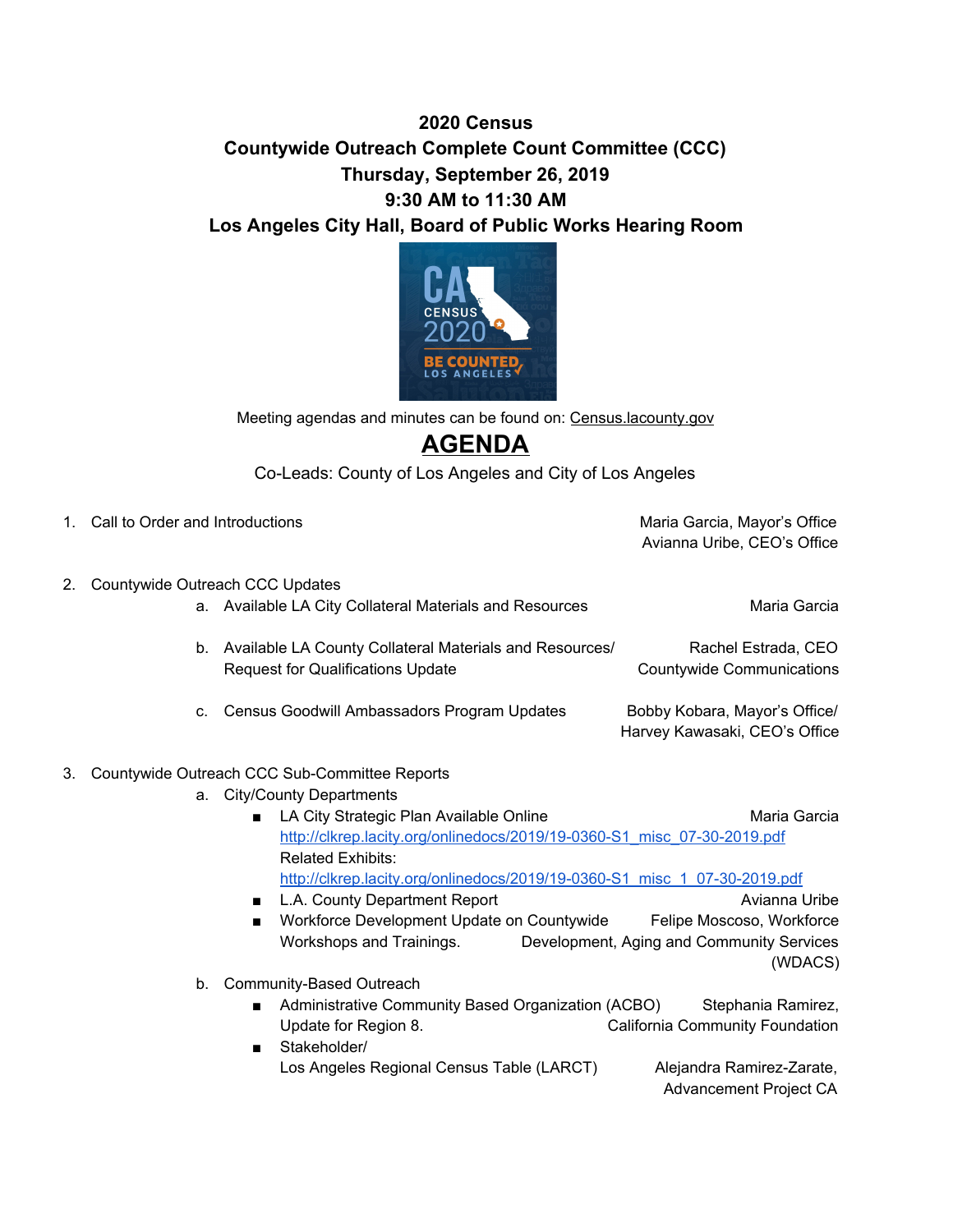**2020 Census**

**Countywide Outreach Complete Count Committee (CCC)**

**Thursday, September 26, 2019**

**9:30 AM to 11:30 AM**

**Los Angeles City Hall, Board of Public Works Hearing Room**

Meeting agendas and minutes can be found on: Census.lacounty.gov

# AGENDA

Co-Leads: County of Los Angeles and City of Los Angeles

1. Call to Order and Introductions — Maria Garcia, Mayor's Office; Avianna Uribe, CEO's Office

2. Countywide Outreach CCC Updates
   a. Available LA City Collateral Materials and Resources — Maria Garcia
   b. Available LA County Collateral Materials and Resources/ Request for Qualifications Update — Rachel Estrada, CEO Countywide Communications
   c. Census Goodwill Ambassadors Program Updates — Bobby Kobara, Mayor's Office/ Harvey Kawasaki, CEO's Office

3. Countywide Outreach CCC Sub-Committee Reports
   a. City/County Departments
      - LA City Strategic Plan Available Online — Maria Garcia
        http://clkrep.lacity.org/onlinedocs/2019/19-0360-S1_misc_07-30-2019.pdf
        Related Exhibits:
        http://clkrep.lacity.org/onlinedocs/2019/19-0360-S1_misc_1_07-30-2019.pdf
      - L.A. County Department Report — Avianna Uribe
      - Workforce Development Update on Countywide Workshops and Trainings. — Felipe Moscoso, Workforce Development, Aging and Community Services (WDACS)
   b. Community-Based Outreach
      - Administrative Community Based Organization (ACBO) Update for Region 8. — Stephania Ramirez, California Community Foundation
      - Stakeholder/ Los Angeles Regional Census Table (LARCT) — Alejandra Ramirez-Zarate, Advancement Project CA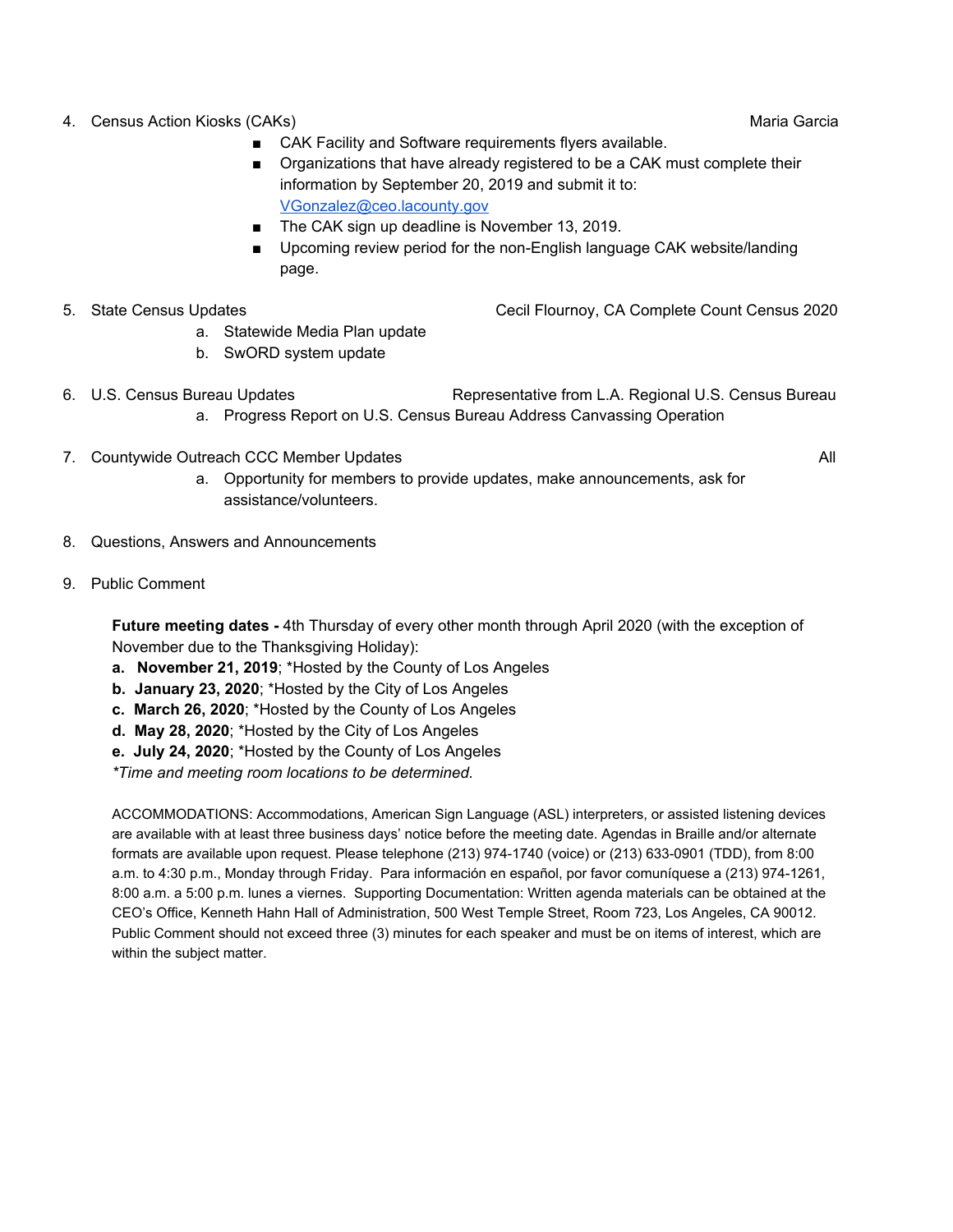4. Census Action Kiosks (CAKs) — Maria Garcia
    - CAK Facility and Software requirements flyers available.
    - Organizations that have already registered to be a CAK must complete their information by September 20, 2019 and submit it to: [VGonzalez@ceo.lacounty.gov](mailto:VGonzalez@ceo.lacounty.gov)
    - The CAK sign up deadline is November 13, 2019.
    - Upcoming review period for the non-English language CAK website/landing page.

5. State Census Updates — Cecil Flournoy, CA Complete Count Census 2020
    a. Statewide Media Plan update
    b. SwORD system update

6. U.S. Census Bureau Updates — Representative from L.A. Regional U.S. Census Bureau
    a. Progress Report on U.S. Census Bureau Address Canvassing Operation

7. Countywide Outreach CCC Member Updates — All
    a. Opportunity for members to provide updates, make announcements, ask for assistance/volunteers.

8. Questions, Answers and Announcements

9. Public Comment

**Future meeting dates -** 4th Thursday of every other month through April 2020 (with the exception of November due to the Thanksgiving Holiday):

**a. November 21, 2019**; *Hosted by the County of Los Angeles
**b. January 23, 2020**; *Hosted by the City of Los Angeles
**c. March 26, 2020**; *Hosted by the County of Los Angeles
**d. May 28, 2020**; *Hosted by the City of Los Angeles
**e. July 24, 2020**; *Hosted by the County of Los Angeles
*\*Time and meeting room locations to be determined.*

ACCOMMODATIONS: Accommodations, American Sign Language (ASL) interpreters, or assisted listening devices are available with at least three business days' notice before the meeting date. Agendas in Braille and/or alternate formats are available upon request. Please telephone (213) 974-1740 (voice) or (213) 633-0901 (TDD), from 8:00 a.m. to 4:30 p.m., Monday through Friday. Para información en español, por favor comuníquese a (213) 974-1261, 8:00 a.m. a 5:00 p.m. lunes a viernes. Supporting Documentation: Written agenda materials can be obtained at the CEO's Office, Kenneth Hahn Hall of Administration, 500 West Temple Street, Room 723, Los Angeles, CA 90012. Public Comment should not exceed three (3) minutes for each speaker and must be on items of interest, which are within the subject matter.